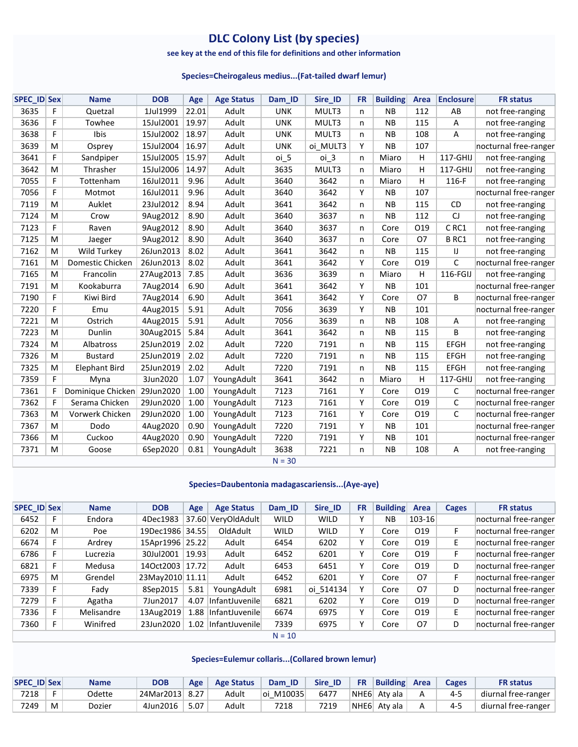# DLC Colony List (by species)

**see key at the end of this file for definitions and other information**

### Species=Cheirogaleus medius...(Fat-tailed dwarf lemur)

| SPEC_ID | Sex | Name | DOB | Age | Age Status | Dam_ID | Sire_ID | FR | Building | Area | Enclosure | FR status |
|---|---|---|---|---|---|---|---|---|---|---|---|---|
| 3635 | F | Quetzal | 1Jul1999 | 22.01 | Adult | UNK | MULT3 | n | NB | 112 | AB | not free-ranging |
| 3636 | F | Towhee | 15Jul2001 | 19.97 | Adult | UNK | MULT3 | n | NB | 115 | A | not free-ranging |
| 3638 | F | Ibis | 15Jul2002 | 18.97 | Adult | UNK | MULT3 | n | NB | 108 | A | not free-ranging |
| 3639 | M | Osprey | 15Jul2004 | 16.97 | Adult | UNK | oi_MULT3 | Y | NB | 107 | | nocturnal free-ranger |
| 3641 | F | Sandpiper | 15Jul2005 | 15.97 | Adult | oi_5 | oi_3 | n | Miaro | H | 117-GHIJ | not free-ranging |
| 3642 | M | Thrasher | 15Jul2006 | 14.97 | Adult | 3635 | MULT3 | n | Miaro | H | 117-GHIJ | not free-ranging |
| 7055 | F | Tottenham | 16Jul2011 | 9.96 | Adult | 3640 | 3642 | n | Miaro | H | 116-F | not free-ranging |
| 7056 | F | Motmot | 16Jul2011 | 9.96 | Adult | 3640 | 3642 | Y | NB | 107 | | nocturnal free-ranger |
| 7119 | M | Auklet | 23Jul2012 | 8.94 | Adult | 3641 | 3642 | n | NB | 115 | CD | not free-ranging |
| 7124 | M | Crow | 9Aug2012 | 8.90 | Adult | 3640 | 3637 | n | NB | 112 | CJ | not free-ranging |
| 7123 | F | Raven | 9Aug2012 | 8.90 | Adult | 3640 | 3637 | n | Core | O19 | C RC1 | not free-ranging |
| 7125 | M | Jaeger | 9Aug2012 | 8.90 | Adult | 3640 | 3637 | n | Core | O7 | B RC1 | not free-ranging |
| 7162 | M | Wild Turkey | 26Jun2013 | 8.02 | Adult | 3641 | 3642 | n | NB | 115 | IJ | not free-ranging |
| 7161 | M | Domestic Chicken | 26Jun2013 | 8.02 | Adult | 3641 | 3642 | Y | Core | O19 | C | nocturnal free-ranger |
| 7165 | M | Francolin | 27Aug2013 | 7.85 | Adult | 3636 | 3639 | n | Miaro | H | 116-FGIJ | not free-ranging |
| 7191 | M | Kookaburra | 7Aug2014 | 6.90 | Adult | 3641 | 3642 | Y | NB | 101 | | nocturnal free-ranger |
| 7190 | F | Kiwi Bird | 7Aug2014 | 6.90 | Adult | 3641 | 3642 | Y | Core | O7 | B | nocturnal free-ranger |
| 7220 | F | Emu | 4Aug2015 | 5.91 | Adult | 7056 | 3639 | Y | NB | 101 | | nocturnal free-ranger |
| 7221 | M | Ostrich | 4Aug2015 | 5.91 | Adult | 7056 | 3639 | n | NB | 108 | A | not free-ranging |
| 7223 | M | Dunlin | 30Aug2015 | 5.84 | Adult | 3641 | 3642 | n | NB | 115 | B | not free-ranging |
| 7324 | M | Albatross | 25Jun2019 | 2.02 | Adult | 7220 | 7191 | n | NB | 115 | EFGH | not free-ranging |
| 7326 | M | Bustard | 25Jun2019 | 2.02 | Adult | 7220 | 7191 | n | NB | 115 | EFGH | not free-ranging |
| 7325 | M | Elephant Bird | 25Jun2019 | 2.02 | Adult | 7220 | 7191 | n | NB | 115 | EFGH | not free-ranging |
| 7359 | F | Myna | 3Jun2020 | 1.07 | YoungAdult | 3641 | 3642 | n | Miaro | H | 117-GHIJ | not free-ranging |
| 7361 | F | Dominique Chicken | 29Jun2020 | 1.00 | YoungAdult | 7123 | 7161 | Y | Core | O19 | C | nocturnal free-ranger |
| 7362 | F | Serama Chicken | 29Jun2020 | 1.00 | YoungAdult | 7123 | 7161 | Y | Core | O19 | C | nocturnal free-ranger |
| 7363 | M | Vorwerk Chicken | 29Jun2020 | 1.00 | YoungAdult | 7123 | 7161 | Y | Core | O19 | C | nocturnal free-ranger |
| 7367 | M | Dodo | 4Aug2020 | 0.90 | YoungAdult | 7220 | 7191 | Y | NB | 101 | | nocturnal free-ranger |
| 7366 | M | Cuckoo | 4Aug2020 | 0.90 | YoungAdult | 7220 | 7191 | Y | NB | 101 | | nocturnal free-ranger |
| 7371 | M | Goose | 6Sep2020 | 0.81 | YoungAdult | 3638 | 7221 | n | NB | 108 | A | not free-ranging |

N = 30

### Species=Daubentonia madagascariensis...(Aye-aye)

| SPEC_ID | Sex | Name | DOB | Age | Age Status | Dam_ID | Sire_ID | FR | Building | Area | Cages | FR status |
|---|---|---|---|---|---|---|---|---|---|---|---|---|
| 6452 | F | Endora | 4Dec1983 | 37.60 | VeryOldAdult | WILD | WILD | Y | NB | 103-16 | | nocturnal free-ranger |
| 6202 | M | Poe | 19Dec1986 | 34.55 | OldAdult | WILD | WILD | Y | Core | O19 | F | nocturnal free-ranger |
| 6674 | F | Ardrey | 15Apr1996 | 25.22 | Adult | 6454 | 6202 | Y | Core | O19 | E | nocturnal free-ranger |
| 6786 | F | Lucrezia | 30Jul2001 | 19.93 | Adult | 6452 | 6201 | Y | Core | O19 | F | nocturnal free-ranger |
| 6821 | F | Medusa | 14Oct2003 | 17.72 | Adult | 6453 | 6451 | Y | Core | O19 | D | nocturnal free-ranger |
| 6975 | M | Grendel | 23May2010 | 11.11 | Adult | 6452 | 6201 | Y | Core | O7 | F | nocturnal free-ranger |
| 7339 | F | Fady | 8Sep2015 | 5.81 | YoungAdult | 6981 | oi_514134 | Y | Core | O7 | D | nocturnal free-ranger |
| 7279 | F | Agatha | 7Jun2017 | 4.07 | InfantJuvenile | 6821 | 6202 | Y | Core | O19 | D | nocturnal free-ranger |
| 7336 | F | Melisandre | 13Aug2019 | 1.88 | InfantJuvenile | 6674 | 6975 | Y | Core | O19 | E | nocturnal free-ranger |
| 7360 | F | Winifred | 23Jun2020 | 1.02 | InfantJuvenile | 7339 | 6975 | Y | Core | O7 | D | nocturnal free-ranger |

N = 10

### Species=Eulemur collaris...(Collared brown lemur)

| SPEC_ID | Sex | Name | DOB | Age | Age Status | Dam_ID | Sire_ID | FR | Building | Area | Cages | FR status |
|---|---|---|---|---|---|---|---|---|---|---|---|---|
| 7218 | F | Odette | 24Mar2013 | 8.27 | Adult | oi_M10035 | 6477 | NHE6 | Aty ala | A | 4-5 | diurnal free-ranger |
| 7249 | M | Dozier | 4Jun2016 | 5.07 | Adult | 7218 | 7219 | NHE6 | Aty ala | A | 4-5 | diurnal free-ranger |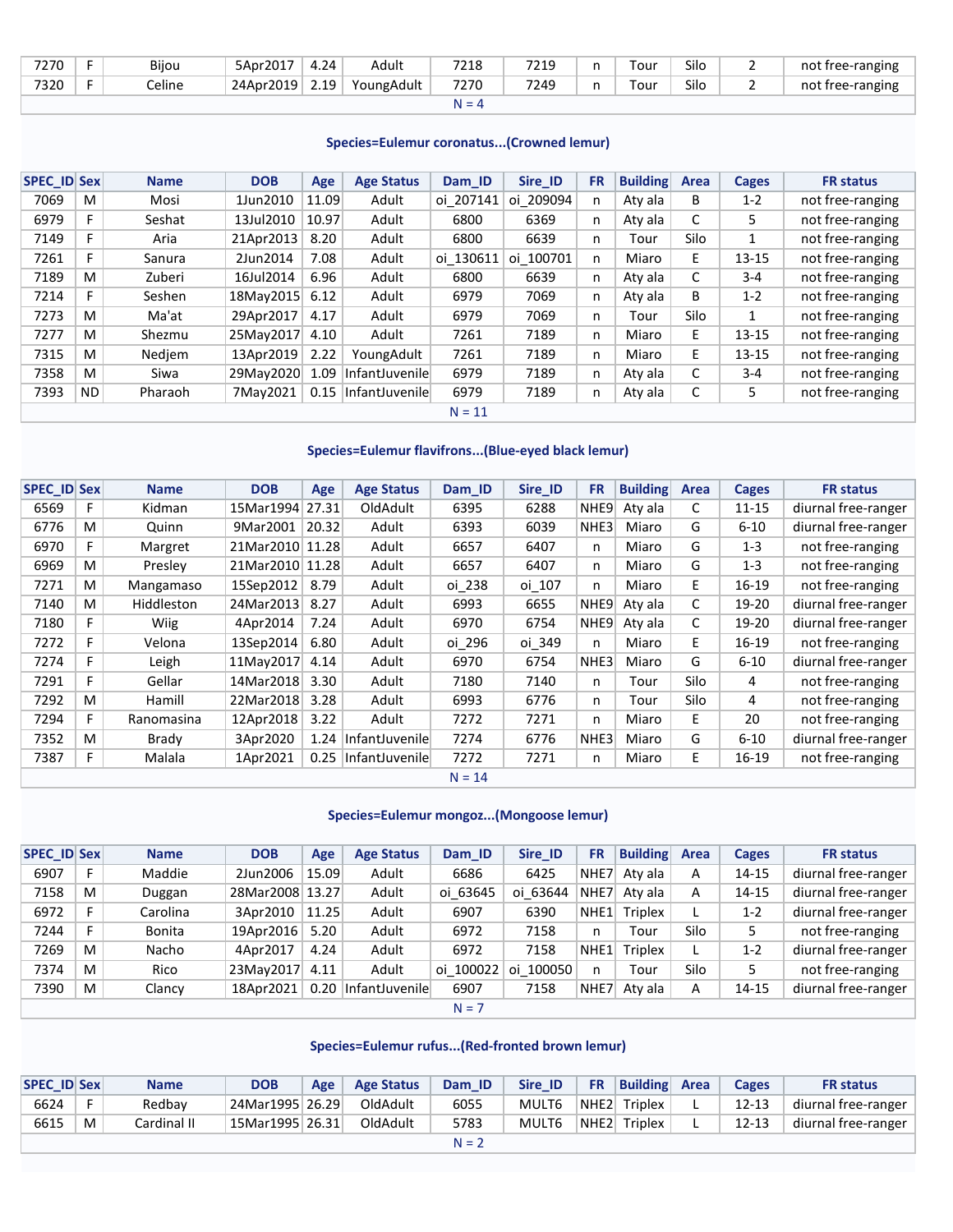| SPEC_ID | Sex | Name | DOB | Age | Age Status | Dam_ID | Sire_ID | FR | Building | Area | Cages | FR status |
|---|---|---|---|---|---|---|---|---|---|---|---|---|
| 7270 | F | Bijou | 5Apr2017 | 4.24 | Adult | 7218 | 7219 | n | Tour | Silo | 2 | not free-ranging |
| 7320 | F | Celine | 24Apr2019 | 2.19 | YoungAdult | 7270 | 7249 | n | Tour | Silo | 2 | not free-ranging |
| N = 4 | | | | | | | | | | | | |

### Species=Eulemur coronatus...(Crowned lemur)

| SPEC_ID | Sex | Name | DOB | Age | Age Status | Dam_ID | Sire_ID | FR | Building | Area | Cages | FR status |
|---|---|---|---|---|---|---|---|---|---|---|---|---|
| 7069 | M | Mosi | 1Jun2010 | 11.09 | Adult | oi_207141 | oi_209094 | n | Aty ala | B | 1-2 | not free-ranging |
| 6979 | F | Seshat | 13Jul2010 | 10.97 | Adult | 6800 | 6369 | n | Aty ala | C | 5 | not free-ranging |
| 7149 | F | Aria | 21Apr2013 | 8.20 | Adult | 6800 | 6639 | n | Tour | Silo | 1 | not free-ranging |
| 7261 | F | Sanura | 2Jun2014 | 7.08 | Adult | oi_130611 | oi_100701 | n | Miaro | E | 13-15 | not free-ranging |
| 7189 | M | Zuberi | 16Jul2014 | 6.96 | Adult | 6800 | 6639 | n | Aty ala | C | 3-4 | not free-ranging |
| 7214 | F | Seshen | 18May2015 | 6.12 | Adult | 6979 | 7069 | n | Aty ala | B | 1-2 | not free-ranging |
| 7273 | M | Ma'at | 29Apr2017 | 4.17 | Adult | 6979 | 7069 | n | Tour | Silo | 1 | not free-ranging |
| 7277 | M | Shezmu | 25May2017 | 4.10 | Adult | 7261 | 7189 | n | Miaro | E | 13-15 | not free-ranging |
| 7315 | M | Nedjem | 13Apr2019 | 2.22 | YoungAdult | 7261 | 7189 | n | Miaro | E | 13-15 | not free-ranging |
| 7358 | M | Siwa | 29May2020 | 1.09 | InfantJuvenile | 6979 | 7189 | n | Aty ala | C | 3-4 | not free-ranging |
| 7393 | ND | Pharaoh | 7May2021 | 0.15 | InfantJuvenile | 6979 | 7189 | n | Aty ala | C | 5 | not free-ranging |
| N = 11 | | | | | | | | | | | | |

### Species=Eulemur flavifrons...(Blue-eyed black lemur)

| SPEC_ID | Sex | Name | DOB | Age | Age Status | Dam_ID | Sire_ID | FR | Building | Area | Cages | FR status |
|---|---|---|---|---|---|---|---|---|---|---|---|---|
| 6569 | F | Kidman | 15Mar1994 | 27.31 | OldAdult | 6395 | 6288 | NHE9 | Aty ala | C | 11-15 | diurnal free-ranger |
| 6776 | M | Quinn | 9Mar2001 | 20.32 | Adult | 6393 | 6039 | NHE3 | Miaro | G | 6-10 | diurnal free-ranger |
| 6970 | F | Margret | 21Mar2010 | 11.28 | Adult | 6657 | 6407 | n | Miaro | G | 1-3 | not free-ranging |
| 6969 | M | Presley | 21Mar2010 | 11.28 | Adult | 6657 | 6407 | n | Miaro | G | 1-3 | not free-ranging |
| 7271 | M | Mangamaso | 15Sep2012 | 8.79 | Adult | oi_238 | oi_107 | n | Miaro | E | 16-19 | not free-ranging |
| 7140 | M | Hiddleston | 24Mar2013 | 8.27 | Adult | 6993 | 6655 | NHE9 | Aty ala | C | 19-20 | diurnal free-ranger |
| 7180 | F | Wiig | 4Apr2014 | 7.24 | Adult | 6970 | 6754 | NHE9 | Aty ala | C | 19-20 | diurnal free-ranger |
| 7272 | F | Velona | 13Sep2014 | 6.80 | Adult | oi_296 | oi_349 | n | Miaro | E | 16-19 | not free-ranging |
| 7274 | F | Leigh | 11May2017 | 4.14 | Adult | 6970 | 6754 | NHE3 | Miaro | G | 6-10 | diurnal free-ranger |
| 7291 | F | Gellar | 14Mar2018 | 3.30 | Adult | 7180 | 7140 | n | Tour | Silo | 4 | not free-ranging |
| 7292 | M | Hamill | 22Mar2018 | 3.28 | Adult | 6993 | 6776 | n | Tour | Silo | 4 | not free-ranging |
| 7294 | F | Ranomasina | 12Apr2018 | 3.22 | Adult | 7272 | 7271 | n | Miaro | E | 20 | not free-ranging |
| 7352 | M | Brady | 3Apr2020 | 1.24 | InfantJuvenile | 7274 | 6776 | NHE3 | Miaro | G | 6-10 | diurnal free-ranger |
| 7387 | F | Malala | 1Apr2021 | 0.25 | InfantJuvenile | 7272 | 7271 | n | Miaro | E | 16-19 | not free-ranging |
| N = 14 | | | | | | | | | | | | |

### Species=Eulemur mongoz...(Mongoose lemur)

| SPEC_ID | Sex | Name | DOB | Age | Age Status | Dam_ID | Sire_ID | FR | Building | Area | Cages | FR status |
|---|---|---|---|---|---|---|---|---|---|---|---|---|
| 6907 | F | Maddie | 2Jun2006 | 15.09 | Adult | 6686 | 6425 | NHE7 | Aty ala | A | 14-15 | diurnal free-ranger |
| 7158 | M | Duggan | 28Mar2008 | 13.27 | Adult | oi_63645 | oi_63644 | NHE7 | Aty ala | A | 14-15 | diurnal free-ranger |
| 6972 | F | Carolina | 3Apr2010 | 11.25 | Adult | 6907 | 6390 | NHE1 | Triplex | L | 1-2 | diurnal free-ranger |
| 7244 | F | Bonita | 19Apr2016 | 5.20 | Adult | 6972 | 7158 | n | Tour | Silo | 5 | not free-ranging |
| 7269 | M | Nacho | 4Apr2017 | 4.24 | Adult | 6972 | 7158 | NHE1 | Triplex | L | 1-2 | diurnal free-ranger |
| 7374 | M | Rico | 23May2017 | 4.11 | Adult | oi_100022 | oi_100050 | n | Tour | Silo | 5 | not free-ranging |
| 7390 | M | Clancy | 18Apr2021 | 0.20 | InfantJuvenile | 6907 | 7158 | NHE7 | Aty ala | A | 14-15 | diurnal free-ranger |
| N = 7 | | | | | | | | | | | | |

### Species=Eulemur rufus...(Red-fronted brown lemur)

| SPEC_ID | Sex | Name | DOB | Age | Age Status | Dam_ID | Sire_ID | FR | Building | Area | Cages | FR status |
|---|---|---|---|---|---|---|---|---|---|---|---|---|
| 6624 | F | Redbay | 24Mar1995 | 26.29 | OldAdult | 6055 | MULT6 | NHE2 | Triplex | L | 12-13 | diurnal free-ranger |
| 6615 | M | Cardinal II | 15Mar1995 | 26.31 | OldAdult | 5783 | MULT6 | NHE2 | Triplex | L | 12-13 | diurnal free-ranger |
| N = 2 | | | | | | | | | | | | |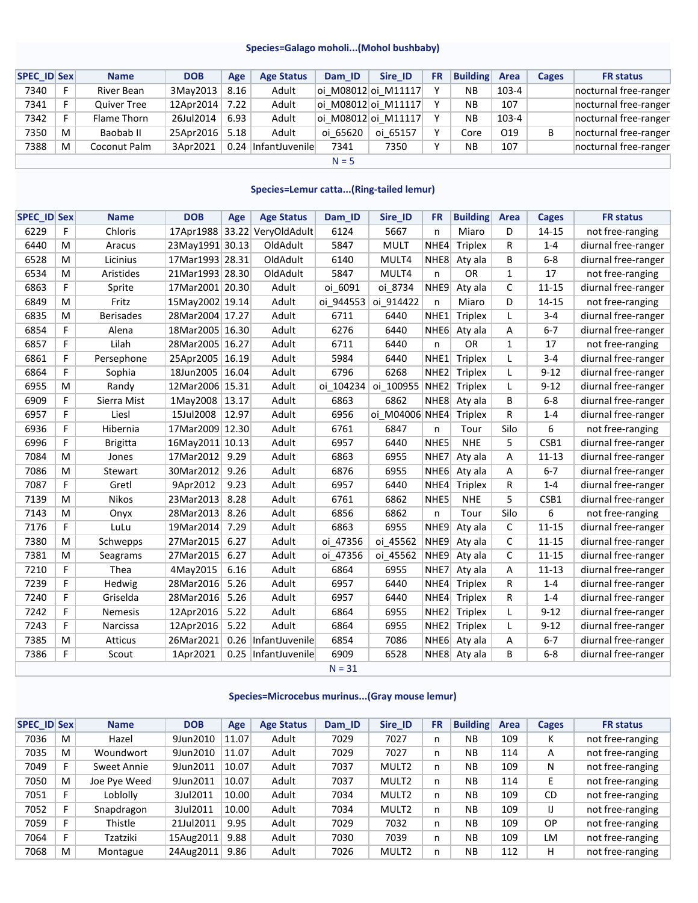### Species=Galago moholi...(Mohol bushbaby)

| SPEC_ID | Sex | Name | DOB | Age | Age Status | Dam_ID | Sire_ID | FR | Building | Area | Cages | FR status |
|---|---|---|---|---|---|---|---|---|---|---|---|---|
| 7340 | F | River Bean | 3May2013 | 8.16 | Adult | oi_M08012 | oi_M11117 | Y | NB | 103-4 | | nocturnal free-ranger |
| 7341 | F | Quiver Tree | 12Apr2014 | 7.22 | Adult | oi_M08012 | oi_M11117 | Y | NB | 107 | | nocturnal free-ranger |
| 7342 | F | Flame Thorn | 26Jul2014 | 6.93 | Adult | oi_M08012 | oi_M11117 | Y | NB | 103-4 | | nocturnal free-ranger |
| 7350 | M | Baobab II | 25Apr2016 | 5.18 | Adult | oi_65620 | oi_65157 | Y | Core | O19 | B | nocturnal free-ranger |
| 7388 | M | Coconut Palm | 3Apr2021 | 0.24 | InfantJuvenile | 7341 | 7350 | Y | NB | 107 | | nocturnal free-ranger |
| N = 5 | | | | | | | | | | | | |

### Species=Lemur catta...(Ring-tailed lemur)

| SPEC_ID | Sex | Name | DOB | Age | Age Status | Dam_ID | Sire_ID | FR | Building | Area | Cages | FR status |
|---|---|---|---|---|---|---|---|---|---|---|---|---|
| 6229 | F | Chloris | 17Apr1988 | 33.22 | VeryOldAdult | 6124 | 5667 | n | Miaro | D | 14-15 | not free-ranging |
| 6440 | M | Aracus | 23May1991 | 30.13 | OldAdult | 5847 | MULT | NHE4 | Triplex | R | 1-4 | diurnal free-ranger |
| 6528 | M | Licinius | 17Mar1993 | 28.31 | OldAdult | 6140 | MULT4 | NHE8 | Aty ala | B | 6-8 | diurnal free-ranger |
| 6534 | M | Aristides | 21Mar1993 | 28.30 | OldAdult | 5847 | MULT4 | n | OR | 1 | 17 | not free-ranging |
| 6863 | F | Sprite | 17Mar2001 | 20.30 | Adult | oi_6091 | oi_8734 | NHE9 | Aty ala | C | 11-15 | diurnal free-ranger |
| 6849 | M | Fritz | 15May2002 | 19.14 | Adult | oi_944553 | oi_914422 | n | Miaro | D | 14-15 | not free-ranging |
| 6835 | M | Berisades | 28Mar2004 | 17.27 | Adult | 6711 | 6440 | NHE1 | Triplex | L | 3-4 | diurnal free-ranger |
| 6854 | F | Alena | 18Mar2005 | 16.30 | Adult | 6276 | 6440 | NHE6 | Aty ala | A | 6-7 | diurnal free-ranger |
| 6857 | F | Lilah | 28Mar2005 | 16.27 | Adult | 6711 | 6440 | n | OR | 1 | 17 | not free-ranging |
| 6861 | F | Persephone | 25Apr2005 | 16.19 | Adult | 5984 | 6440 | NHE1 | Triplex | L | 3-4 | diurnal free-ranger |
| 6864 | F | Sophia | 18Jun2005 | 16.04 | Adult | 6796 | 6268 | NHE2 | Triplex | L | 9-12 | diurnal free-ranger |
| 6955 | M | Randy | 12Mar2006 | 15.31 | Adult | oi_104234 | oi_100955 | NHE2 | Triplex | L | 9-12 | diurnal free-ranger |
| 6909 | F | Sierra Mist | 1May2008 | 13.17 | Adult | 6863 | 6862 | NHE8 | Aty ala | B | 6-8 | diurnal free-ranger |
| 6957 | F | Liesl | 15Jul2008 | 12.97 | Adult | 6956 | oi_M04006 | NHE4 | Triplex | R | 1-4 | diurnal free-ranger |
| 6936 | F | Hibernia | 17Mar2009 | 12.30 | Adult | 6761 | 6847 | n | Tour | Silo | 6 | not free-ranging |
| 6996 | F | Brigitta | 16May2011 | 10.13 | Adult | 6957 | 6440 | NHE5 | NHE | 5 | CSB1 | diurnal free-ranger |
| 7084 | M | Jones | 17Mar2012 | 9.29 | Adult | 6863 | 6955 | NHE7 | Aty ala | A | 11-13 | diurnal free-ranger |
| 7086 | M | Stewart | 30Mar2012 | 9.26 | Adult | 6876 | 6955 | NHE6 | Aty ala | A | 6-7 | diurnal free-ranger |
| 7087 | F | Gretl | 9Apr2012 | 9.23 | Adult | 6957 | 6440 | NHE4 | Triplex | R | 1-4 | diurnal free-ranger |
| 7139 | M | Nikos | 23Mar2013 | 8.28 | Adult | 6761 | 6862 | NHE5 | NHE | 5 | CSB1 | diurnal free-ranger |
| 7143 | M | Onyx | 28Mar2013 | 8.26 | Adult | 6856 | 6862 | n | Tour | Silo | 6 | not free-ranging |
| 7176 | F | LuLu | 19Mar2014 | 7.29 | Adult | 6863 | 6955 | NHE9 | Aty ala | C | 11-15 | diurnal free-ranger |
| 7380 | M | Schwepps | 27Mar2015 | 6.27 | Adult | oi_47356 | oi_45562 | NHE9 | Aty ala | C | 11-15 | diurnal free-ranger |
| 7381 | M | Seagrams | 27Mar2015 | 6.27 | Adult | oi_47356 | oi_45562 | NHE9 | Aty ala | C | 11-15 | diurnal free-ranger |
| 7210 | F | Thea | 4May2015 | 6.16 | Adult | 6864 | 6955 | NHE7 | Aty ala | A | 11-13 | diurnal free-ranger |
| 7239 | F | Hedwig | 28Mar2016 | 5.26 | Adult | 6957 | 6440 | NHE4 | Triplex | R | 1-4 | diurnal free-ranger |
| 7240 | F | Griselda | 28Mar2016 | 5.26 | Adult | 6957 | 6440 | NHE4 | Triplex | R | 1-4 | diurnal free-ranger |
| 7242 | F | Nemesis | 12Apr2016 | 5.22 | Adult | 6864 | 6955 | NHE2 | Triplex | L | 9-12 | diurnal free-ranger |
| 7243 | F | Narcissa | 12Apr2016 | 5.22 | Adult | 6864 | 6955 | NHE2 | Triplex | L | 9-12 | diurnal free-ranger |
| 7385 | M | Atticus | 26Mar2021 | 0.26 | InfantJuvenile | 6854 | 7086 | NHE6 | Aty ala | A | 6-7 | diurnal free-ranger |
| 7386 | F | Scout | 1Apr2021 | 0.25 | InfantJuvenile | 6909 | 6528 | NHE8 | Aty ala | B | 6-8 | diurnal free-ranger |
| N = 31 | | | | | | | | | | | | |

### Species=Microcebus murinus...(Gray mouse lemur)

| SPEC_ID | Sex | Name | DOB | Age | Age Status | Dam_ID | Sire_ID | FR | Building | Area | Cages | FR status |
|---|---|---|---|---|---|---|---|---|---|---|---|---|
| 7036 | M | Hazel | 9Jun2010 | 11.07 | Adult | 7029 | 7027 | n | NB | 109 | K | not free-ranging |
| 7035 | M | Woundwort | 9Jun2010 | 11.07 | Adult | 7029 | 7027 | n | NB | 114 | A | not free-ranging |
| 7049 | F | Sweet Annie | 9Jun2011 | 10.07 | Adult | 7037 | MULT2 | n | NB | 109 | N | not free-ranging |
| 7050 | M | Joe Pye Weed | 9Jun2011 | 10.07 | Adult | 7037 | MULT2 | n | NB | 114 | E | not free-ranging |
| 7051 | F | Loblolly | 3Jul2011 | 10.00 | Adult | 7034 | MULT2 | n | NB | 109 | CD | not free-ranging |
| 7052 | F | Snapdragon | 3Jul2011 | 10.00 | Adult | 7034 | MULT2 | n | NB | 109 | IJ | not free-ranging |
| 7059 | F | Thistle | 21Jul2011 | 9.95 | Adult | 7029 | 7032 | n | NB | 109 | OP | not free-ranging |
| 7064 | F | Tzatziki | 15Aug2011 | 9.88 | Adult | 7030 | 7039 | n | NB | 109 | LM | not free-ranging |
| 7068 | M | Montague | 24Aug2011 | 9.86 | Adult | 7026 | MULT2 | n | NB | 112 | H | not free-ranging |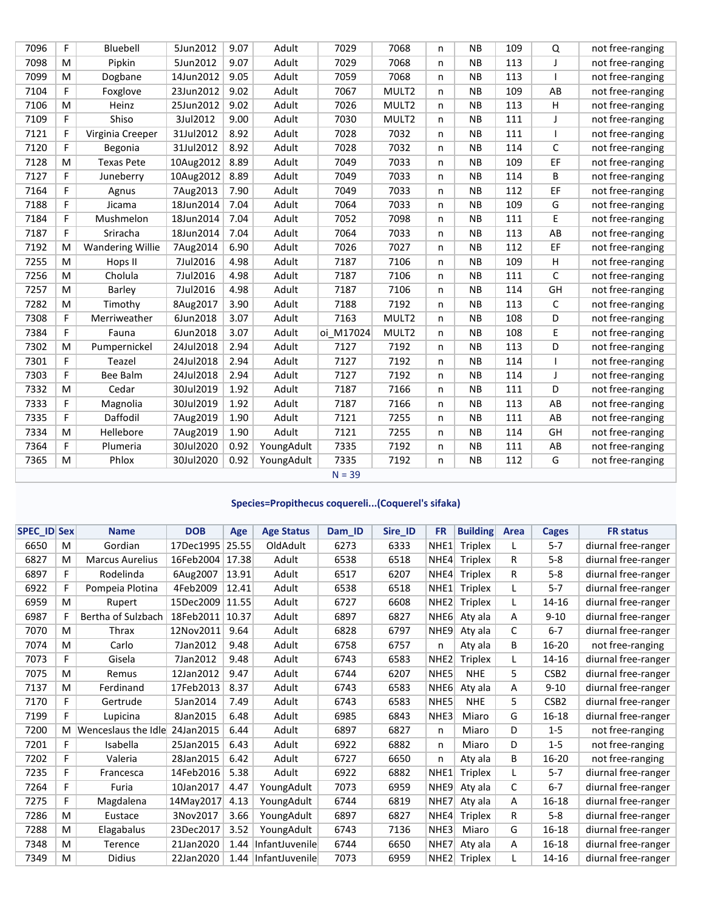| 7096 | F | Bluebell | 5Jun2012 | 9.07 | Adult | 7029 | 7068 | n | NB | 109 | Q | not free-ranging |
|---|---|---|---|---|---|---|---|---|---|---|---|---|
| 7098 | M | Pipkin | 5Jun2012 | 9.07 | Adult | 7029 | 7068 | n | NB | 113 | J | not free-ranging |
| 7099 | M | Dogbane | 14Jun2012 | 9.05 | Adult | 7059 | 7068 | n | NB | 113 | I | not free-ranging |
| 7104 | F | Foxglove | 23Jun2012 | 9.02 | Adult | 7067 | MULT2 | n | NB | 109 | AB | not free-ranging |
| 7106 | M | Heinz | 25Jun2012 | 9.02 | Adult | 7026 | MULT2 | n | NB | 113 | H | not free-ranging |
| 7109 | F | Shiso | 3Jul2012 | 9.00 | Adult | 7030 | MULT2 | n | NB | 111 | J | not free-ranging |
| 7121 | F | Virginia Creeper | 31Jul2012 | 8.92 | Adult | 7028 | 7032 | n | NB | 111 | I | not free-ranging |
| 7120 | F | Begonia | 31Jul2012 | 8.92 | Adult | 7028 | 7032 | n | NB | 114 | C | not free-ranging |
| 7128 | M | Texas Pete | 10Aug2012 | 8.89 | Adult | 7049 | 7033 | n | NB | 109 | EF | not free-ranging |
| 7127 | F | Juneberry | 10Aug2012 | 8.89 | Adult | 7049 | 7033 | n | NB | 114 | B | not free-ranging |
| 7164 | F | Agnus | 7Aug2013 | 7.90 | Adult | 7049 | 7033 | n | NB | 112 | EF | not free-ranging |
| 7188 | F | Jicama | 18Jun2014 | 7.04 | Adult | 7064 | 7033 | n | NB | 109 | G | not free-ranging |
| 7184 | F | Mushmelon | 18Jun2014 | 7.04 | Adult | 7052 | 7098 | n | NB | 111 | E | not free-ranging |
| 7187 | F | Sriracha | 18Jun2014 | 7.04 | Adult | 7064 | 7033 | n | NB | 113 | AB | not free-ranging |
| 7192 | M | Wandering Willie | 7Aug2014 | 6.90 | Adult | 7026 | 7027 | n | NB | 112 | EF | not free-ranging |
| 7255 | M | Hops II | 7Jul2016 | 4.98 | Adult | 7187 | 7106 | n | NB | 109 | H | not free-ranging |
| 7256 | M | Cholula | 7Jul2016 | 4.98 | Adult | 7187 | 7106 | n | NB | 111 | C | not free-ranging |
| 7257 | M | Barley | 7Jul2016 | 4.98 | Adult | 7187 | 7106 | n | NB | 114 | GH | not free-ranging |
| 7282 | M | Timothy | 8Aug2017 | 3.90 | Adult | 7188 | 7192 | n | NB | 113 | C | not free-ranging |
| 7308 | F | Merriweather | 6Jun2018 | 3.07 | Adult | 7163 | MULT2 | n | NB | 108 | D | not free-ranging |
| 7384 | F | Fauna | 6Jun2018 | 3.07 | Adult | oi_M17024 | MULT2 | n | NB | 108 | E | not free-ranging |
| 7302 | M | Pumpernickel | 24Jul2018 | 2.94 | Adult | 7127 | 7192 | n | NB | 113 | D | not free-ranging |
| 7301 | F | Teazel | 24Jul2018 | 2.94 | Adult | 7127 | 7192 | n | NB | 114 | I | not free-ranging |
| 7303 | F | Bee Balm | 24Jul2018 | 2.94 | Adult | 7127 | 7192 | n | NB | 114 | J | not free-ranging |
| 7332 | M | Cedar | 30Jul2019 | 1.92 | Adult | 7187 | 7166 | n | NB | 111 | D | not free-ranging |
| 7333 | F | Magnolia | 30Jul2019 | 1.92 | Adult | 7187 | 7166 | n | NB | 113 | AB | not free-ranging |
| 7335 | F | Daffodil | 7Aug2019 | 1.90 | Adult | 7121 | 7255 | n | NB | 111 | AB | not free-ranging |
| 7334 | M | Hellebore | 7Aug2019 | 1.90 | Adult | 7121 | 7255 | n | NB | 114 | GH | not free-ranging |
| 7364 | F | Plumeria | 30Jul2020 | 0.92 | YoungAdult | 7335 | 7192 | n | NB | 111 | AB | not free-ranging |
| 7365 | M | Phlox | 30Jul2020 | 0.92 | YoungAdult | 7335 | 7192 | n | NB | 112 | G | not free-ranging |

N = 39

### Species=Propithecus coquereli...(Coquerel's sifaka)

| SPEC_ID | Sex | Name | DOB | Age | Age Status | Dam_ID | Sire_ID | FR | Building | Area | Cages | FR status |
|---|---|---|---|---|---|---|---|---|---|---|---|---|
| 6650 | M | Gordian | 17Dec1995 | 25.55 | OldAdult | 6273 | 6333 | NHE1 | Triplex | L | 5-7 | diurnal free-ranger |
| 6827 | M | Marcus Aurelius | 16Feb2004 | 17.38 | Adult | 6538 | 6518 | NHE4 | Triplex | R | 5-8 | diurnal free-ranger |
| 6897 | F | Rodelinda | 6Aug2007 | 13.91 | Adult | 6517 | 6207 | NHE4 | Triplex | R | 5-8 | diurnal free-ranger |
| 6922 | F | Pompeia Plotina | 4Feb2009 | 12.41 | Adult | 6538 | 6518 | NHE1 | Triplex | L | 5-7 | diurnal free-ranger |
| 6959 | M | Rupert | 15Dec2009 | 11.55 | Adult | 6727 | 6608 | NHE2 | Triplex | L | 14-16 | diurnal free-ranger |
| 6987 | F | Bertha of Sulzbach | 18Feb2011 | 10.37 | Adult | 6897 | 6827 | NHE6 | Aty ala | A | 9-10 | diurnal free-ranger |
| 7070 | M | Thrax | 12Nov2011 | 9.64 | Adult | 6828 | 6797 | NHE9 | Aty ala | C | 6-7 | diurnal free-ranger |
| 7074 | M | Carlo | 7Jan2012 | 9.48 | Adult | 6758 | 6757 | n | Aty ala | B | 16-20 | not free-ranging |
| 7073 | F | Gisela | 7Jan2012 | 9.48 | Adult | 6743 | 6583 | NHE2 | Triplex | L | 14-16 | diurnal free-ranger |
| 7075 | M | Remus | 12Jan2012 | 9.47 | Adult | 6744 | 6207 | NHE5 | NHE | 5 | CSB2 | diurnal free-ranger |
| 7137 | M | Ferdinand | 17Feb2013 | 8.37 | Adult | 6743 | 6583 | NHE6 | Aty ala | A | 9-10 | diurnal free-ranger |
| 7170 | F | Gertrude | 5Jan2014 | 7.49 | Adult | 6743 | 6583 | NHE5 | NHE | 5 | CSB2 | diurnal free-ranger |
| 7199 | F | Lupicina | 8Jan2015 | 6.48 | Adult | 6985 | 6843 | NHE3 | Miaro | G | 16-18 | diurnal free-ranger |
| 7200 | M | Wenceslaus the Idle | 24Jan2015 | 6.44 | Adult | 6897 | 6827 | n | Miaro | D | 1-5 | not free-ranging |
| 7201 | F | Isabella | 25Jan2015 | 6.43 | Adult | 6922 | 6882 | n | Miaro | D | 1-5 | not free-ranging |
| 7202 | F | Valeria | 28Jan2015 | 6.42 | Adult | 6727 | 6650 | n | Aty ala | B | 16-20 | not free-ranging |
| 7235 | F | Francesca | 14Feb2016 | 5.38 | Adult | 6922 | 6882 | NHE1 | Triplex | L | 5-7 | diurnal free-ranger |
| 7264 | F | Furia | 10Jan2017 | 4.47 | YoungAdult | 7073 | 6959 | NHE9 | Aty ala | C | 6-7 | diurnal free-ranger |
| 7275 | F | Magdalena | 14May2017 | 4.13 | YoungAdult | 6744 | 6819 | NHE7 | Aty ala | A | 16-18 | diurnal free-ranger |
| 7286 | M | Eustace | 3Nov2017 | 3.66 | YoungAdult | 6897 | 6827 | NHE4 | Triplex | R | 5-8 | diurnal free-ranger |
| 7288 | M | Elagabalus | 23Dec2017 | 3.52 | YoungAdult | 6743 | 7136 | NHE3 | Miaro | G | 16-18 | diurnal free-ranger |
| 7348 | M | Terence | 21Jan2020 | 1.44 | InfantJuvenile | 6744 | 6650 | NHE7 | Aty ala | A | 16-18 | diurnal free-ranger |
| 7349 | M | Didius | 22Jan2020 | 1.44 | InfantJuvenile | 7073 | 6959 | NHE2 | Triplex | L | 14-16 | diurnal free-ranger |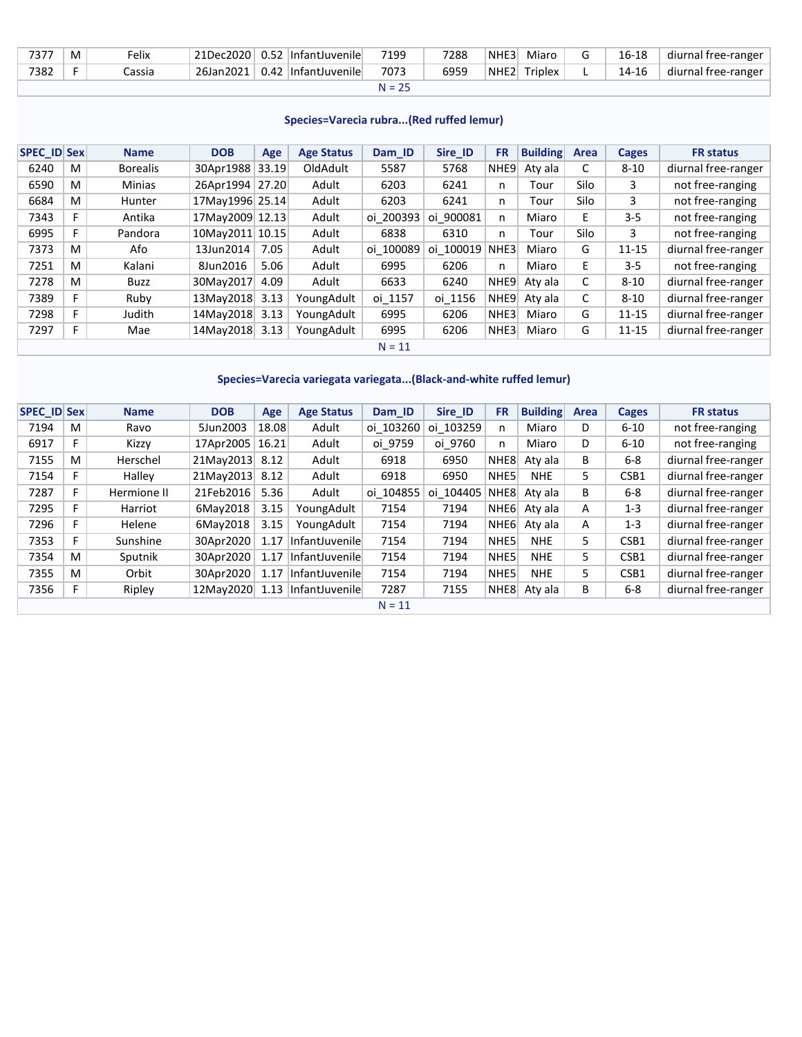| | | | | | | | | | | | | |
|---|---|---|---|---|---|---|---|---|---|---|---|---|
| 7377 | M | Felix | 21Dec2020 | 0.52 | InfantJuvenile | 7199 | 7288 | NHE3 | Miaro | G | 16-18 | diurnal free-ranger |
| 7382 | F | Cassia | 26Jan2021 | 0.42 | InfantJuvenile | 7073 | 6959 | NHE2 | Triplex | L | 14-16 | diurnal free-ranger |

N = 25

### Species=Varecia rubra...(Red ruffed lemur)

| SPEC_ID | Sex | Name | DOB | Age | Age Status | Dam_ID | Sire_ID | FR | Building | Area | Cages | FR status |
|---|---|---|---|---|---|---|---|---|---|---|---|---|
| 6240 | M | Borealis | 30Apr1988 | 33.19 | OldAdult | 5587 | 5768 | NHE9 | Aty ala | C | 8-10 | diurnal free-ranger |
| 6590 | M | Minias | 26Apr1994 | 27.20 | Adult | 6203 | 6241 | n | Tour | Silo | 3 | not free-ranging |
| 6684 | M | Hunter | 17May1996 | 25.14 | Adult | 6203 | 6241 | n | Tour | Silo | 3 | not free-ranging |
| 7343 | F | Antika | 17May2009 | 12.13 | Adult | oi_200393 | oi_900081 | n | Miaro | E | 3-5 | not free-ranging |
| 6995 | F | Pandora | 10May2011 | 10.15 | Adult | 6838 | 6310 | n | Tour | Silo | 3 | not free-ranging |
| 7373 | M | Afo | 13Jun2014 | 7.05 | Adult | oi_100089 | oi_100019 | NHE3 | Miaro | G | 11-15 | diurnal free-ranger |
| 7251 | M | Kalani | 8Jun2016 | 5.06 | Adult | 6995 | 6206 | n | Miaro | E | 3-5 | not free-ranging |
| 7278 | M | Buzz | 30May2017 | 4.09 | Adult | 6633 | 6240 | NHE9 | Aty ala | C | 8-10 | diurnal free-ranger |
| 7389 | F | Ruby | 13May2018 | 3.13 | YoungAdult | oi_1157 | oi_1156 | NHE9 | Aty ala | C | 8-10 | diurnal free-ranger |
| 7298 | F | Judith | 14May2018 | 3.13 | YoungAdult | 6995 | 6206 | NHE3 | Miaro | G | 11-15 | diurnal free-ranger |
| 7297 | F | Mae | 14May2018 | 3.13 | YoungAdult | 6995 | 6206 | NHE3 | Miaro | G | 11-15 | diurnal free-ranger |

N = 11

### Species=Varecia variegata variegata...(Black-and-white ruffed lemur)

| SPEC_ID | Sex | Name | DOB | Age | Age Status | Dam_ID | Sire_ID | FR | Building | Area | Cages | FR status |
|---|---|---|---|---|---|---|---|---|---|---|---|---|
| 7194 | M | Ravo | 5Jun2003 | 18.08 | Adult | oi_103260 | oi_103259 | n | Miaro | D | 6-10 | not free-ranging |
| 6917 | F | Kizzy | 17Apr2005 | 16.21 | Adult | oi_9759 | oi_9760 | n | Miaro | D | 6-10 | not free-ranging |
| 7155 | M | Herschel | 21May2013 | 8.12 | Adult | 6918 | 6950 | NHE8 | Aty ala | B | 6-8 | diurnal free-ranger |
| 7154 | F | Halley | 21May2013 | 8.12 | Adult | 6918 | 6950 | NHE5 | NHE | 5 | CSB1 | diurnal free-ranger |
| 7287 | F | Hermione II | 21Feb2016 | 5.36 | Adult | oi_104855 | oi_104405 | NHE8 | Aty ala | B | 6-8 | diurnal free-ranger |
| 7295 | F | Harriot | 6May2018 | 3.15 | YoungAdult | 7154 | 7194 | NHE6 | Aty ala | A | 1-3 | diurnal free-ranger |
| 7296 | F | Helene | 6May2018 | 3.15 | YoungAdult | 7154 | 7194 | NHE6 | Aty ala | A | 1-3 | diurnal free-ranger |
| 7353 | F | Sunshine | 30Apr2020 | 1.17 | InfantJuvenile | 7154 | 7194 | NHE5 | NHE | 5 | CSB1 | diurnal free-ranger |
| 7354 | M | Sputnik | 30Apr2020 | 1.17 | InfantJuvenile | 7154 | 7194 | NHE5 | NHE | 5 | CSB1 | diurnal free-ranger |
| 7355 | M | Orbit | 30Apr2020 | 1.17 | InfantJuvenile | 7154 | 7194 | NHE5 | NHE | 5 | CSB1 | diurnal free-ranger |
| 7356 | F | Ripley | 12May2020 | 1.13 | InfantJuvenile | 7287 | 7155 | NHE8 | Aty ala | B | 6-8 | diurnal free-ranger |

N = 11